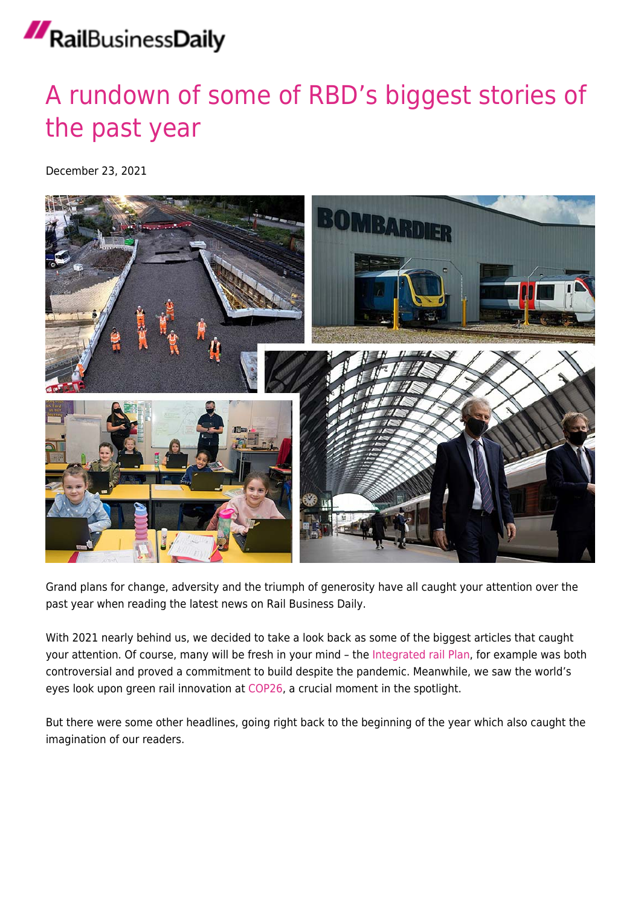# A rundown of some of RBD's biggest stories of the past year

December 23, 2021

Grand plans for change, adversity and the triumph of generosity have all caught your attention over the past year when reading the latest news on Rail Business Daily.

With 2021 nearly behind us, we decided to take a look back as some of the biggest articles that caught your attention. Of course, many will be fresh in your mind – the Integrated rail Plan, for example was both controversial and proved a commitment to build despite the pandemic. Meanwhile, we saw the world's eyes look upon green rail innovation at COP26, a crucial moment in the spotlight.

But there were some other headlines, going right back to the beginning of the year which also caught the imagination of our readers.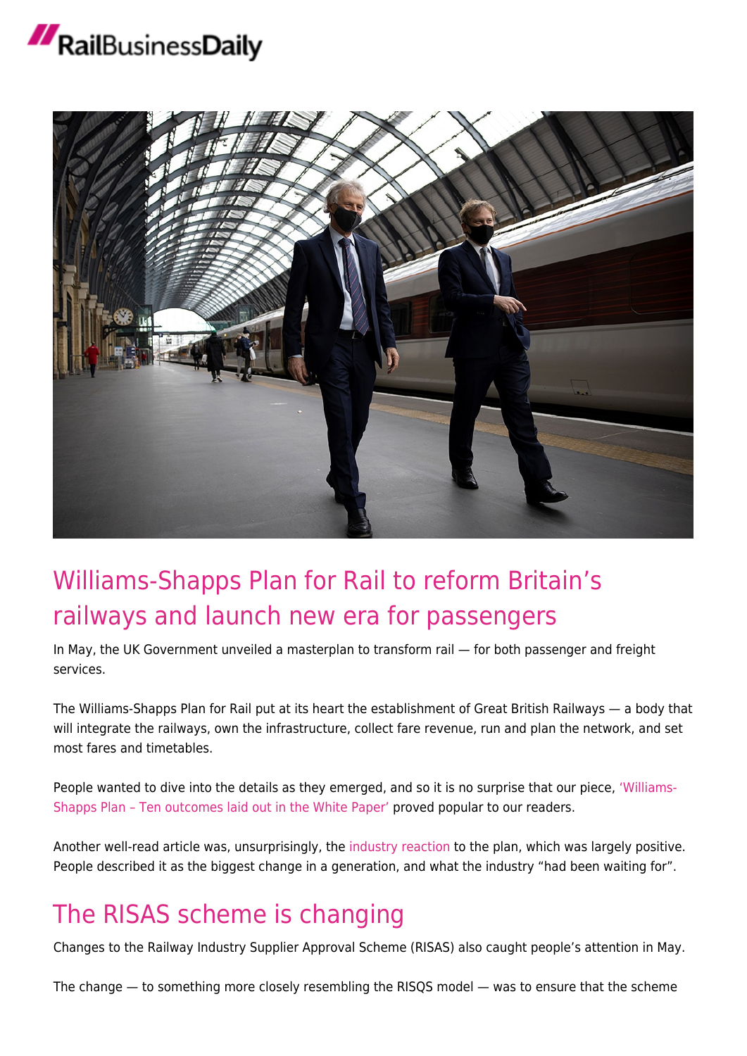## Williams-Shapps Plan for Rail to reform Britain's railways and launch new era for passengers

In May, the UK Government unveiled a masterplan to transform rail — for both passenger and freight services.

The Williams-Shapps Plan for Rail put at its heart the establishment of Great British Railways — a body that will integrate the railways, own the infrastructure, collect fare revenue, run and plan the network, and set most fares and timetables.

People wanted to dive into the details as they emerged, and so it is no surprise that our piece, 'Williams-Shapps Plan – Ten outcomes laid out in the White Paper' proved popular to our readers.

Another well-read article was, unsurprisingly, the industry reaction to the plan, which was largely positive. People described it as the biggest change in a generation, and what the industry "had been waiting for".

## The RISAS scheme is changing

Changes to the Railway Industry Supplier Approval Scheme (RISAS) also caught people's attention in May.

The change — to something more closely resembling the RISQS model — was to ensure that the scheme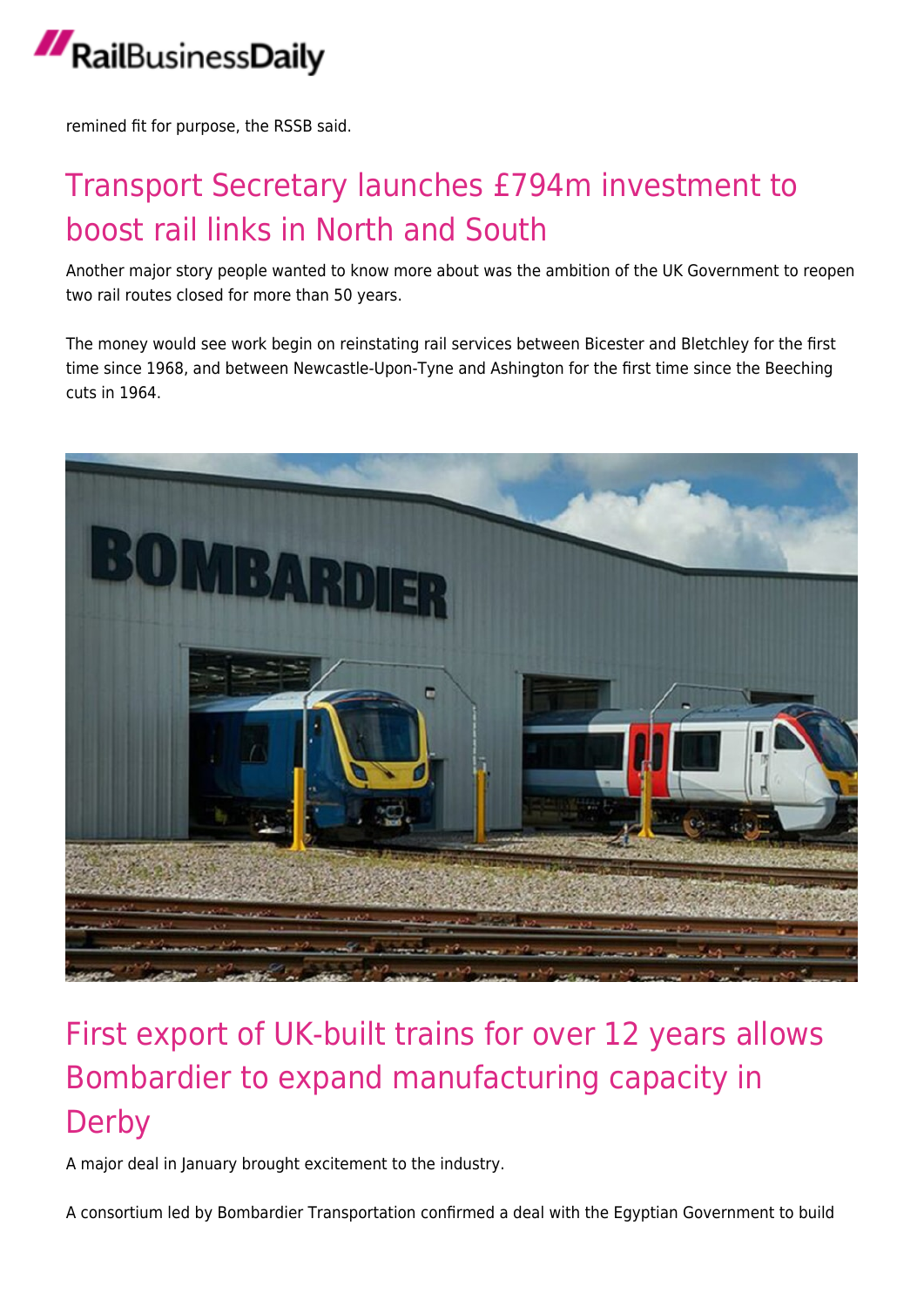remined fit for purpose, the RSSB said.

## Transport Secretary launches £794m investment to boost rail links in North and South

Another major story people wanted to know more about was the ambition of the UK Government to reopen two rail routes closed for more than 50 years.

The money would see work begin on reinstating rail services between Bicester and Bletchley for the first time since 1968, and between Newcastle-Upon-Tyne and Ashington for the first time since the Beeching cuts in 1964.

## First export of UK-built trains for over 12 years allows Bombardier to expand manufacturing capacity in Derby

A major deal in January brought excitement to the industry.

A consortium led by Bombardier Transportation confirmed a deal with the Egyptian Government to build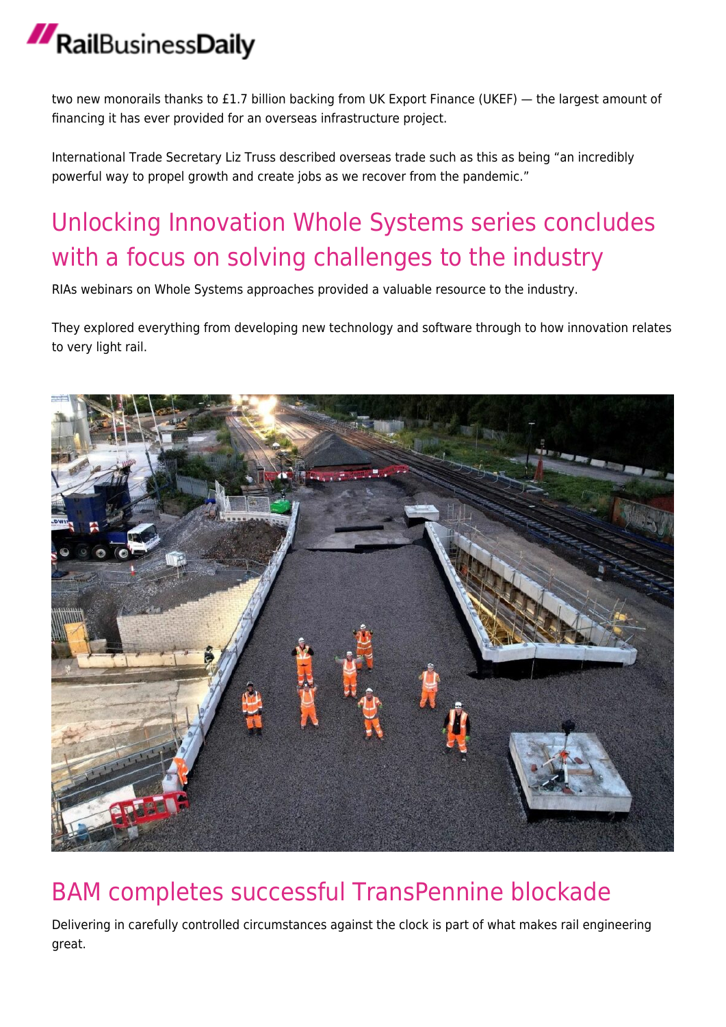two new monorails thanks to £1.7 billion backing from UK Export Finance (UKEF) — the largest amount of financing it has ever provided for an overseas infrastructure project.

International Trade Secretary Liz Truss described overseas trade such as this as being "an incredibly powerful way to propel growth and create jobs as we recover from the pandemic."

## Unlocking Innovation Whole Systems series concludes with a focus on solving challenges to the industry

RIAs webinars on Whole Systems approaches provided a valuable resource to the industry.

They explored everything from developing new technology and software through to how innovation relates to very light rail.

## BAM completes successful TransPennine blockade

Delivering in carefully controlled circumstances against the clock is part of what makes rail engineering great.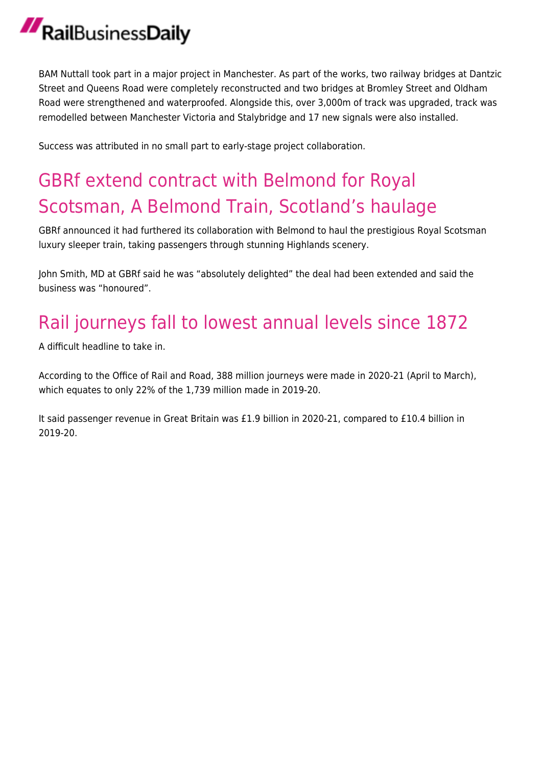BAM Nuttall took part in a major project in Manchester. As part of the works, two railway bridges at Dantzic Street and Queens Road were completely reconstructed and two bridges at Bromley Street and Oldham Road were strengthened and waterproofed. Alongside this, over 3,000m of track was upgraded, track was remodelled between Manchester Victoria and Stalybridge and 17 new signals were also installed.

Success was attributed in no small part to early-stage project collaboration.

## GBRf extend contract with Belmond for Royal Scotsman, A Belmond Train, Scotland's haulage

GBRf announced it had furthered its collaboration with Belmond to haul the prestigious Royal Scotsman luxury sleeper train, taking passengers through stunning Highlands scenery.

John Smith, MD at GBRf said he was "absolutely delighted" the deal had been extended and said the business was "honoured".

## Rail journeys fall to lowest annual levels since 1872

A difficult headline to take in.

According to the Office of Rail and Road, 388 million journeys were made in 2020-21 (April to March), which equates to only 22% of the 1,739 million made in 2019-20.

It said passenger revenue in Great Britain was £1.9 billion in 2020-21, compared to £10.4 billion in 2019-20.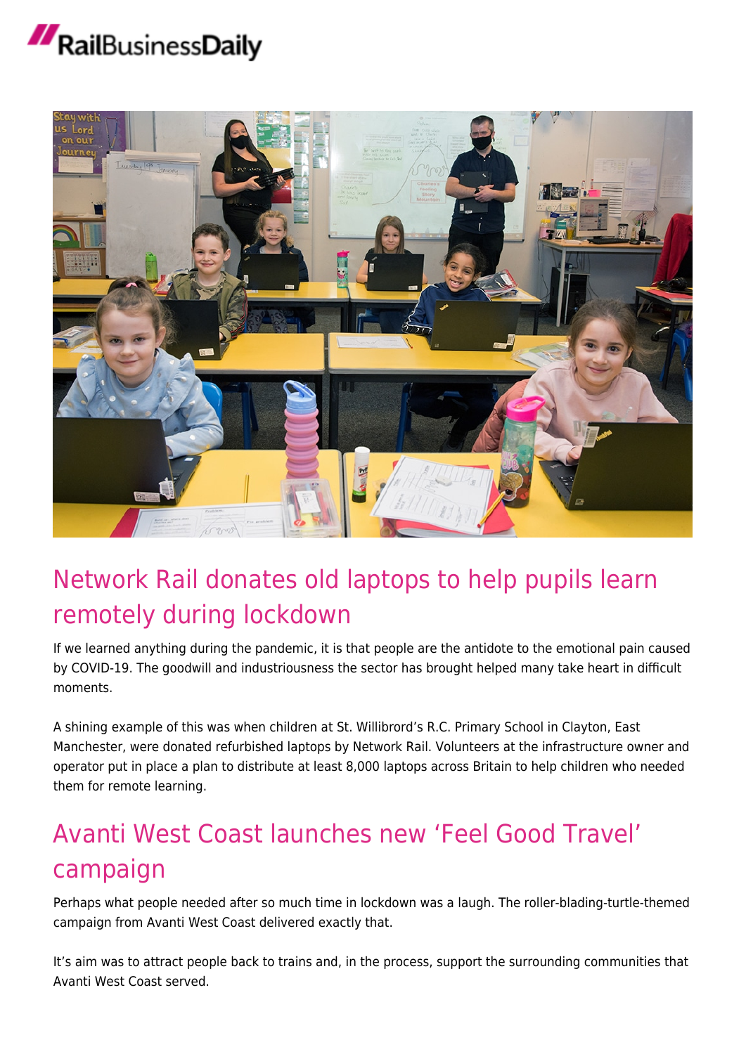## Network Rail donates old laptops to help pupils learn remotely during lockdown

If we learned anything during the pandemic, it is that people are the antidote to the emotional pain caused by COVID-19. The goodwill and industriousness the sector has brought helped many take heart in difficult moments.

A shining example of this was when children at St. Willibrord's R.C. Primary School in Clayton, East Manchester, were donated refurbished laptops by Network Rail. Volunteers at the infrastructure owner and operator put in place a plan to distribute at least 8,000 laptops across Britain to help children who needed them for remote learning.

## Avanti West Coast launches new 'Feel Good Travel' campaign

Perhaps what people needed after so much time in lockdown was a laugh. The roller-blading-turtle-themed campaign from Avanti West Coast delivered exactly that.

It's aim was to attract people back to trains and, in the process, support the surrounding communities that Avanti West Coast served.